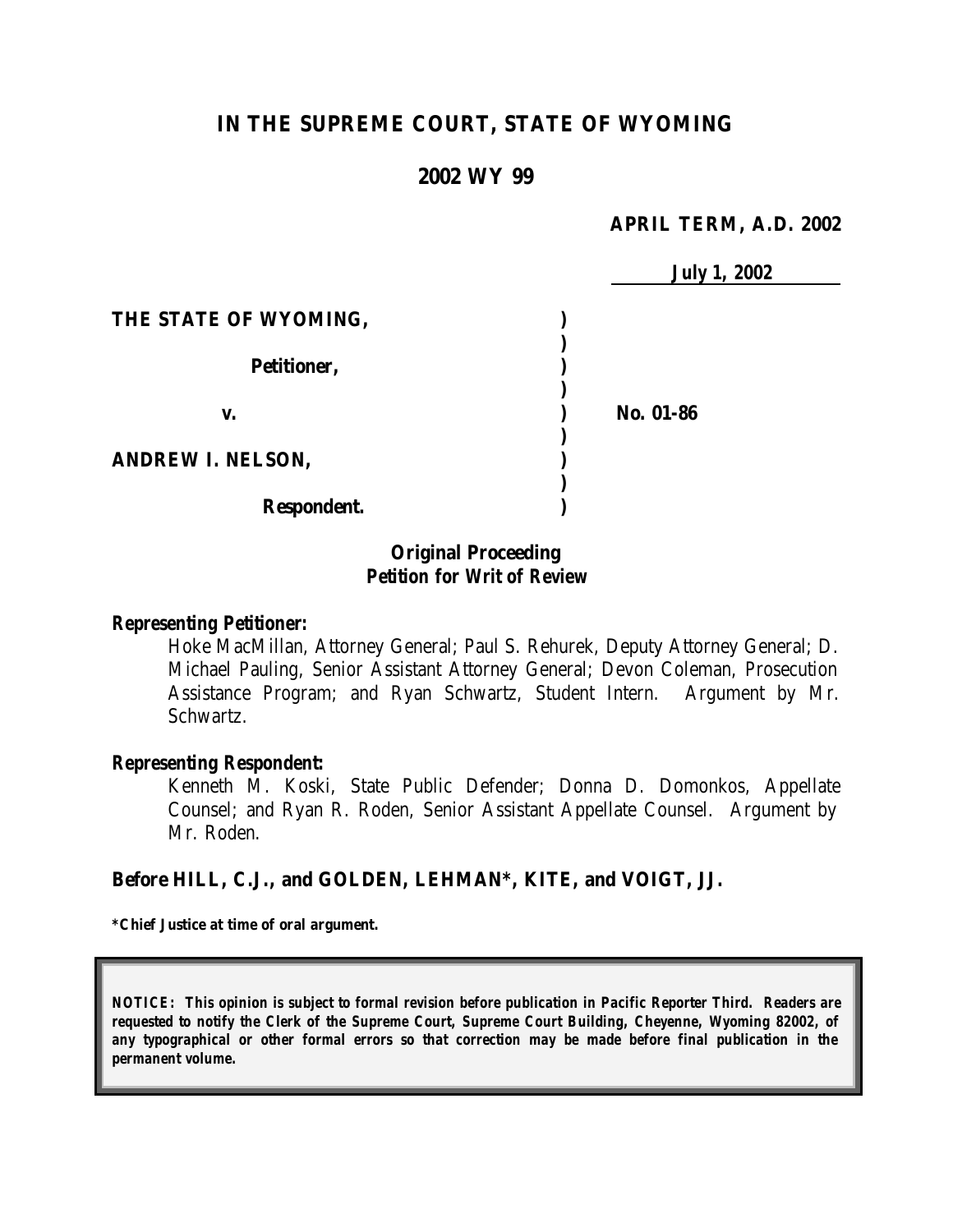# IN THE SUPREME COURT, STATE OF WYOMING

## 2002 WY 99

**APRIL TERM, A.D. 2002**

**July 1, 2002**

| | | |
|---|---|---|
| **THE STATE OF WYOMING,** | **)** | |
| | **)** | |
| **Petitioner,** | **)** | |
| | **)** | |
| **v.** | **)** | **No. 01-86** |
| | **)** | |
| **ANDREW I. NELSON,** | **)** | |
| | **)** | |
| **Respondent.** | **)** | |

***Original Proceeding***
***Petition for Writ of Review***

***Representing Petitioner:***

Hoke MacMillan, Attorney General; Paul S. Rehurek, Deputy Attorney General; D. Michael Pauling, Senior Assistant Attorney General; Devon Coleman, Prosecution Assistance Program; and Ryan Schwartz, Student Intern. Argument by Mr. Schwartz.

***Representing Respondent:***

Kenneth M. Koski, State Public Defender; Donna D. Domonkos, Appellate Counsel; and Ryan R. Roden, Senior Assistant Appellate Counsel. Argument by Mr. Roden.

**Before HILL, C.J., and GOLDEN, LEHMAN\*, KITE, and VOIGT, JJ.**

**\*Chief Justice at time of oral argument.**

***NOTICE: This opinion is subject to formal revision before publication in Pacific Reporter Third. Readers are requested to notify the Clerk of the Supreme Court, Supreme Court Building, Cheyenne, Wyoming 82002, of any typographical or other formal errors so that correction may be made before final publication in the permanent volume.***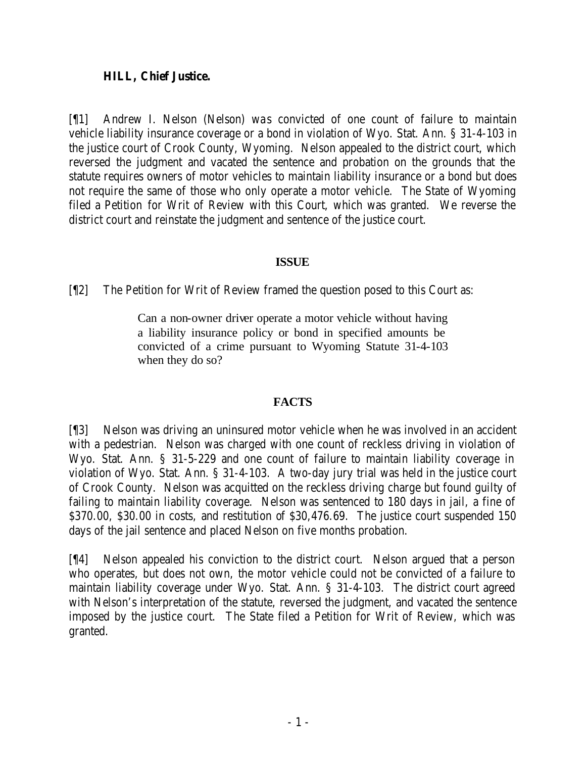**HILL, Chief Justice.**

[¶1] Andrew I. Nelson (Nelson) was convicted of one count of failure to maintain vehicle liability insurance coverage or a bond in violation of Wyo. Stat. Ann. § 31-4-103 in the justice court of Crook County, Wyoming. Nelson appealed to the district court, which reversed the judgment and vacated the sentence and probation on the grounds that the statute requires owners of motor vehicles to maintain liability insurance or a bond but does not require the same of those who only operate a motor vehicle. The State of Wyoming filed a Petition for Writ of Review with this Court, which was granted. We reverse the district court and reinstate the judgment and sentence of the justice court.

## ISSUE

[¶2] The Petition for Writ of Review framed the question posed to this Court as:

> Can a non-owner driver operate a motor vehicle without having a liability insurance policy or bond in specified amounts be convicted of a crime pursuant to Wyoming Statute 31-4-103 when they do so?

## FACTS

[¶3] Nelson was driving an uninsured motor vehicle when he was involved in an accident with a pedestrian. Nelson was charged with one count of reckless driving in violation of Wyo. Stat. Ann. § 31-5-229 and one count of failure to maintain liability coverage in violation of Wyo. Stat. Ann. § 31-4-103. A two-day jury trial was held in the justice court of Crook County. Nelson was acquitted on the reckless driving charge but found guilty of failing to maintain liability coverage. Nelson was sentenced to 180 days in jail, a fine of $370.00, $30.00 in costs, and restitution of $30,476.69. The justice court suspended 150 days of the jail sentence and placed Nelson on five months probation.

[¶4] Nelson appealed his conviction to the district court. Nelson argued that a person who operates, but does not own, the motor vehicle could not be convicted of a failure to maintain liability coverage under Wyo. Stat. Ann. § 31-4-103. The district court agreed with Nelson's interpretation of the statute, reversed the judgment, and vacated the sentence imposed by the justice court. The State filed a Petition for Writ of Review, which was granted.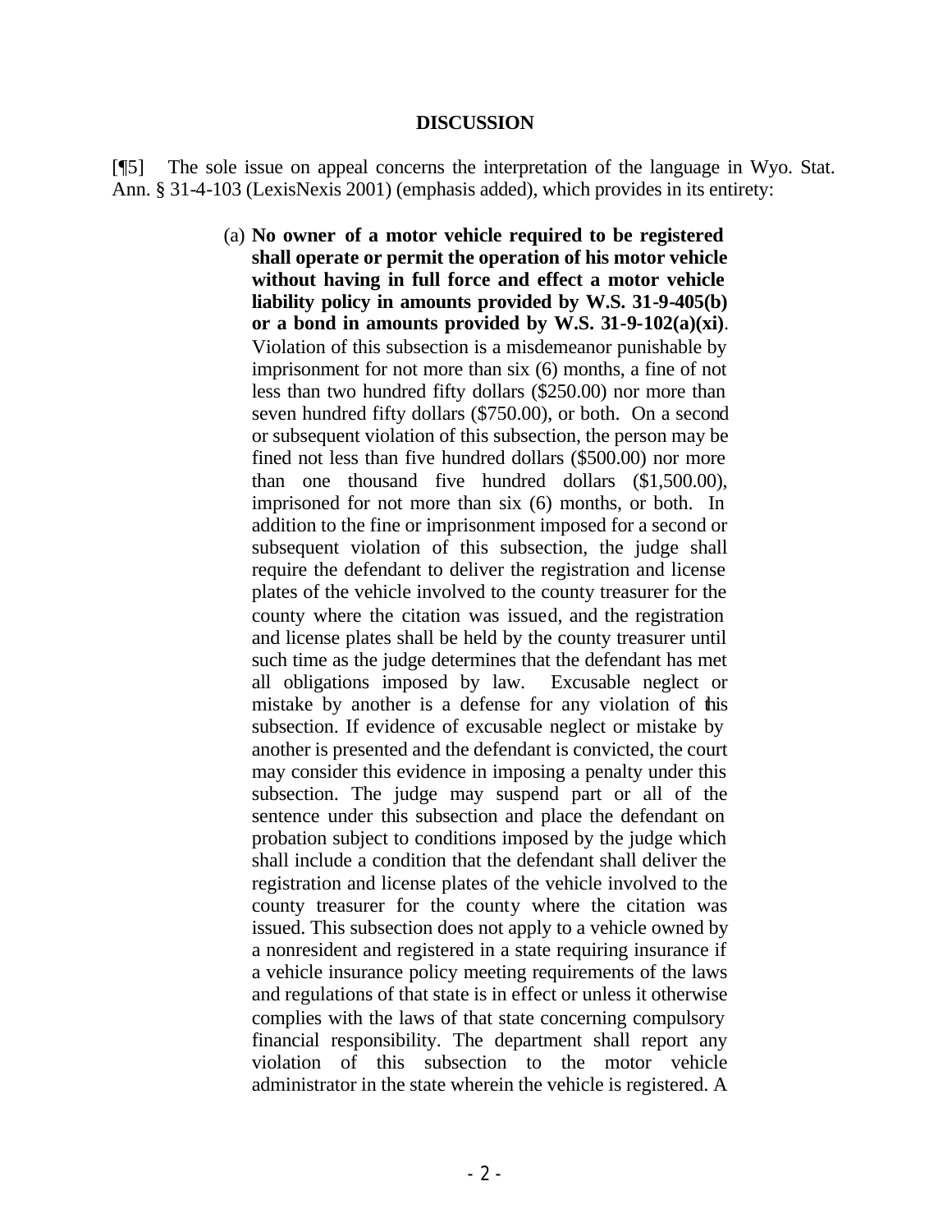**DISCUSSION**

[¶5] The sole issue on appeal concerns the interpretation of the language in Wyo. Stat. Ann. § 31-4-103 (LexisNexis 2001) (emphasis added), which provides in its entirety:

> (a) **No owner of a motor vehicle required to be registered shall operate or permit the operation of his motor vehicle without having in full force and effect a motor vehicle liability policy in amounts provided by W.S. 31-9-405(b) or a bond in amounts provided by W.S. 31-9-102(a)(xi)**. Violation of this subsection is a misdemeanor punishable by imprisonment for not more than six (6) months, a fine of not less than two hundred fifty dollars ($250.00) nor more than seven hundred fifty dollars ($750.00), or both. On a second or subsequent violation of this subsection, the person may be fined not less than five hundred dollars ($500.00) nor more than one thousand five hundred dollars ($1,500.00), imprisoned for not more than six (6) months, or both. In addition to the fine or imprisonment imposed for a second or subsequent violation of this subsection, the judge shall require the defendant to deliver the registration and license plates of the vehicle involved to the county treasurer for the county where the citation was issued, and the registration and license plates shall be held by the county treasurer until such time as the judge determines that the defendant has met all obligations imposed by law. Excusable neglect or mistake by another is a defense for any violation of this subsection. If evidence of excusable neglect or mistake by another is presented and the defendant is convicted, the court may consider this evidence in imposing a penalty under this subsection. The judge may suspend part or all of the sentence under this subsection and place the defendant on probation subject to conditions imposed by the judge which shall include a condition that the defendant shall deliver the registration and license plates of the vehicle involved to the county treasurer for the county where the citation was issued. This subsection does not apply to a vehicle owned by a nonresident and registered in a state requiring insurance if a vehicle insurance policy meeting requirements of the laws and regulations of that state is in effect or unless it otherwise complies with the laws of that state concerning compulsory financial responsibility. The department shall report any violation of this subsection to the motor vehicle administrator in the state wherein the vehicle is registered. A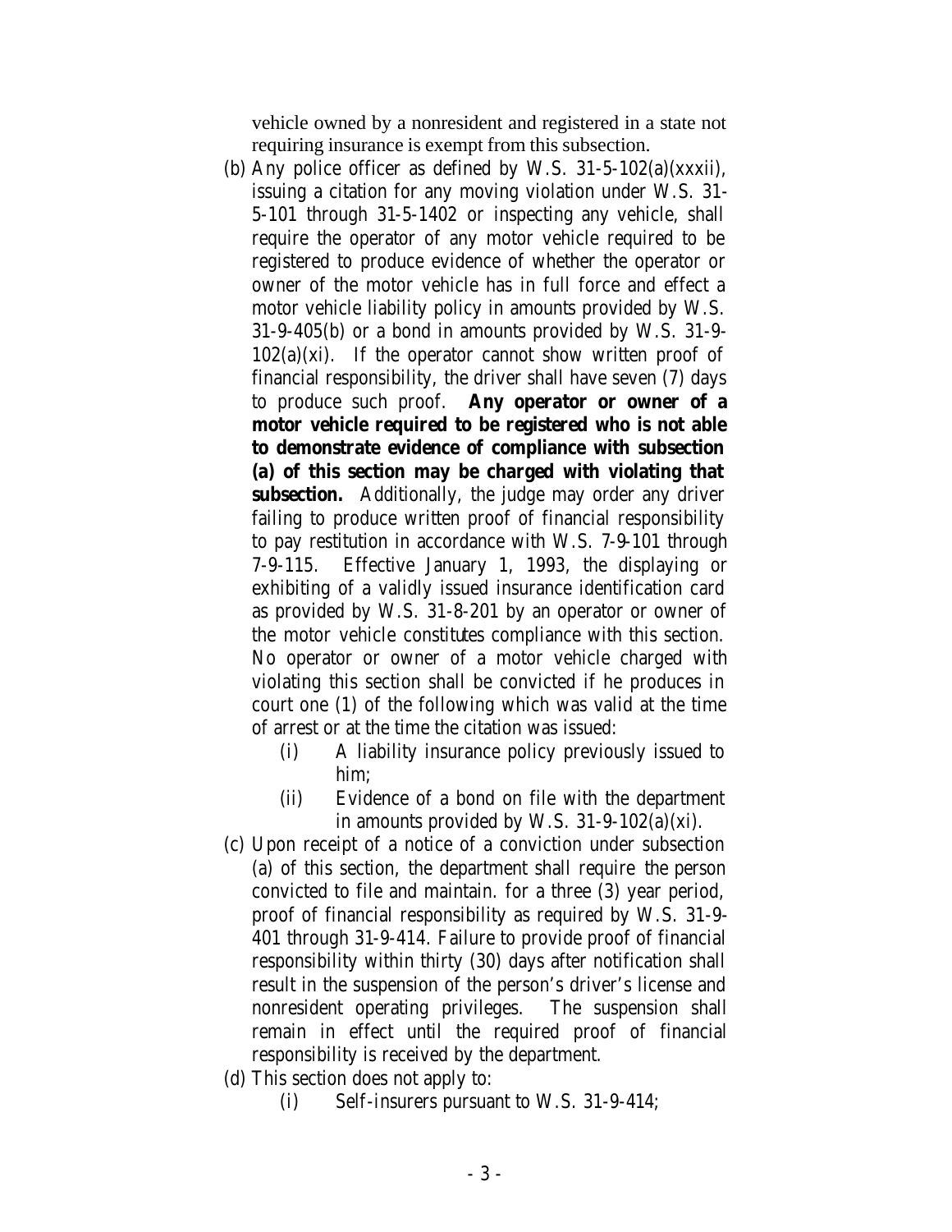vehicle owned by a nonresident and registered in a state not requiring insurance is exempt from this subsection.

(b) Any police officer as defined by W.S. 31-5-102(a)(xxxii), issuing a citation for any moving violation under W.S. 31-5-101 through 31-5-1402 or inspecting any vehicle, shall require the operator of any motor vehicle required to be registered to produce evidence of whether the operator or owner of the motor vehicle has in full force and effect a motor vehicle liability policy in amounts provided by W.S. 31-9-405(b) or a bond in amounts provided by W.S. 31-9-102(a)(xi). If the operator cannot show written proof of financial responsibility, the driver shall have seven (7) days to produce such proof. **Any operator or owner of a motor vehicle required to be registered who is not able to demonstrate evidence of compliance with subsection (a) of this section may be charged with violating that subsection.** Additionally, the judge may order any driver failing to produce written proof of financial responsibility to pay restitution in accordance with W.S. 7-9-101 through 7-9-115. Effective January 1, 1993, the displaying or exhibiting of a validly issued insurance identification card as provided by W.S. 31-8-201 by an operator or owner of the motor vehicle constitutes compliance with this section. No operator or owner of a motor vehicle charged with violating this section shall be convicted if he produces in court one (1) of the following which was valid at the time of arrest or at the time the citation was issued:

(i) A liability insurance policy previously issued to him;

(ii) Evidence of a bond on file with the department in amounts provided by W.S. 31-9-102(a)(xi).

(c) Upon receipt of a notice of a conviction under subsection (a) of this section, the department shall require the person convicted to file and maintain. for a three (3) year period, proof of financial responsibility as required by W.S. 31-9-401 through 31-9-414. Failure to provide proof of financial responsibility within thirty (30) days after notification shall result in the suspension of the person's driver's license and nonresident operating privileges. The suspension shall remain in effect until the required proof of financial responsibility is received by the department.

(d) This section does not apply to:

(i) Self-insurers pursuant to W.S. 31-9-414;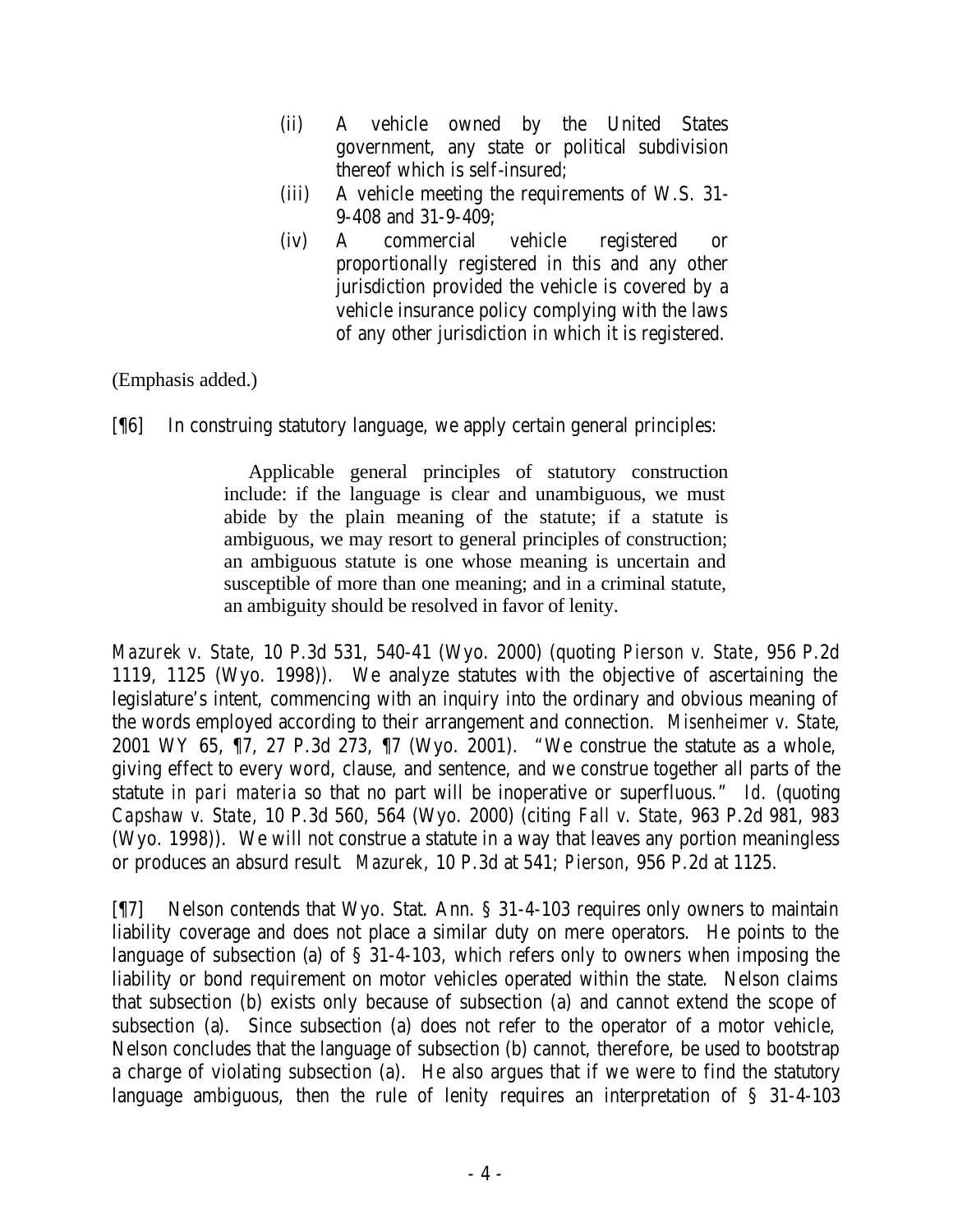> (ii) A vehicle owned by the United States government, any state or political subdivision thereof which is self-insured;
>
> (iii) A vehicle meeting the requirements of W.S. 31-9-408 and 31-9-409;
>
> (iv) A commercial vehicle registered or proportionally registered in this and any other jurisdiction provided the vehicle is covered by a vehicle insurance policy complying with the laws of any other jurisdiction in which it is registered.

(Emphasis added.)

[¶6] In construing statutory language, we apply certain general principles:

> Applicable general principles of statutory construction include: if the language is clear and unambiguous, we must abide by the plain meaning of the statute; if a statute is ambiguous, we may resort to general principles of construction; an ambiguous statute is one whose meaning is uncertain and susceptible of more than one meaning; and in a criminal statute, an ambiguity should be resolved in favor of lenity.

*Mazurek v. State*, 10 P.3d 531, 540-41 (Wyo. 2000) (quoting *Pierson v. State*, 956 P.2d 1119, 1125 (Wyo. 1998)). We analyze statutes with the objective of ascertaining the legislature's intent, commencing with an inquiry into the ordinary and obvious meaning of the words employed according to their arrangement and connection. *Misenheimer v. State*, 2001 WY 65, ¶7, 27 P.3d 273, ¶7 (Wyo. 2001). "We construe the statute as a whole, giving effect to every word, clause, and sentence, and we construe together all parts of the statute *in pari materia* so that no part will be inoperative or superfluous." *Id.* (quoting *Capshaw v. State*, 10 P.3d 560, 564 (Wyo. 2000) (citing *Fall v. State*, 963 P.2d 981, 983 (Wyo. 1998)). We will not construe a statute in a way that leaves any portion meaningless or produces an absurd result. *Mazurek*, 10 P.3d at 541; *Pierson*, 956 P.2d at 1125.

[¶7] Nelson contends that Wyo. Stat. Ann. § 31-4-103 requires only owners to maintain liability coverage and does not place a similar duty on mere operators. He points to the language of subsection (a) of § 31-4-103, which refers only to owners when imposing the liability or bond requirement on motor vehicles operated within the state. Nelson claims that subsection (b) exists only because of subsection (a) and cannot extend the scope of subsection (a). Since subsection (a) does not refer to the operator of a motor vehicle, Nelson concludes that the language of subsection (b) cannot, therefore, be used to bootstrap a charge of violating subsection (a). He also argues that if we were to find the statutory language ambiguous, then the rule of lenity requires an interpretation of § 31-4-103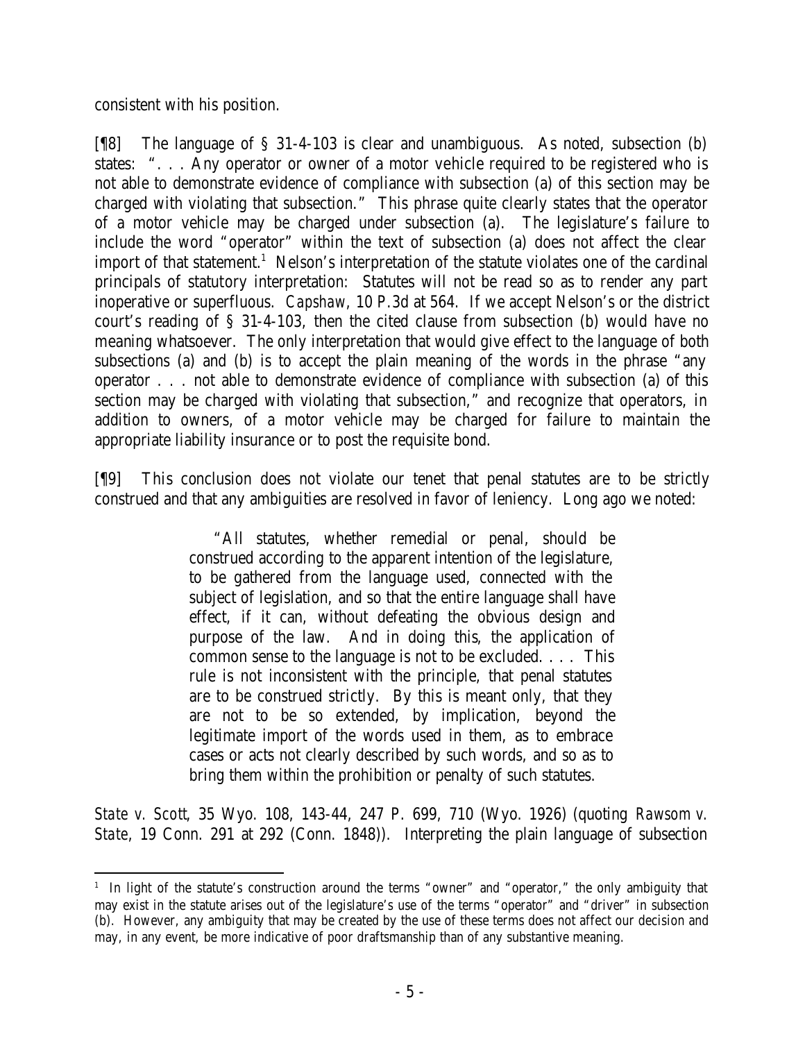consistent with his position.

[¶8] The language of § 31-4-103 is clear and unambiguous. As noted, subsection (b) states: ". . . Any operator or owner of a motor vehicle required to be registered who is not able to demonstrate evidence of compliance with subsection (a) of this section may be charged with violating that subsection." This phrase quite clearly states that the operator of a motor vehicle may be charged under subsection (a). The legislature's failure to include the word "operator" within the text of subsection (a) does not affect the clear import of that statement.[1] Nelson's interpretation of the statute violates one of the cardinal principals of statutory interpretation: Statutes will not be read so as to render any part inoperative or superfluous. *Capshaw*, 10 P.3d at 564. If we accept Nelson's or the district court's reading of § 31-4-103, then the cited clause from subsection (b) would have no meaning whatsoever. The only interpretation that would give effect to the language of both subsections (a) and (b) is to accept the plain meaning of the words in the phrase "any operator . . . not able to demonstrate evidence of compliance with subsection (a) of this section may be charged with violating that subsection," and recognize that operators, in addition to owners, of a motor vehicle may be charged for failure to maintain the appropriate liability insurance or to post the requisite bond.

[¶9] This conclusion does not violate our tenet that penal statutes are to be strictly construed and that any ambiguities are resolved in favor of leniency. Long ago we noted:

> "All statutes, whether remedial or penal, should be construed according to the apparent intention of the legislature, to be gathered from the language used, connected with the subject of legislation, and so that the entire language shall have effect, if it can, without defeating the obvious design and purpose of the law. And in doing this, the application of common sense to the language is not to be excluded. . . . This rule is not inconsistent with the principle, that penal statutes are to be construed strictly. By this is meant only, that they are not to be so extended, by implication, beyond the legitimate import of the words used in them, as to embrace cases or acts not clearly described by such words, and so as to bring them within the prohibition or penalty of such statutes.

*State v. Scott*, 35 Wyo. 108, 143-44, 247 P. 699, 710 (Wyo. 1926) (quoting *Rawsom v. State*, 19 Conn. 291 at 292 (Conn. 1848)). Interpreting the plain language of subsection

[1] In light of the statute's construction around the terms "owner" and "operator," the only ambiguity that may exist in the statute arises out of the legislature's use of the terms "operator" and "driver" in subsection (b). However, any ambiguity that may be created by the use of these terms does not affect our decision and may, in any event, be more indicative of poor draftsmanship than of any substantive meaning.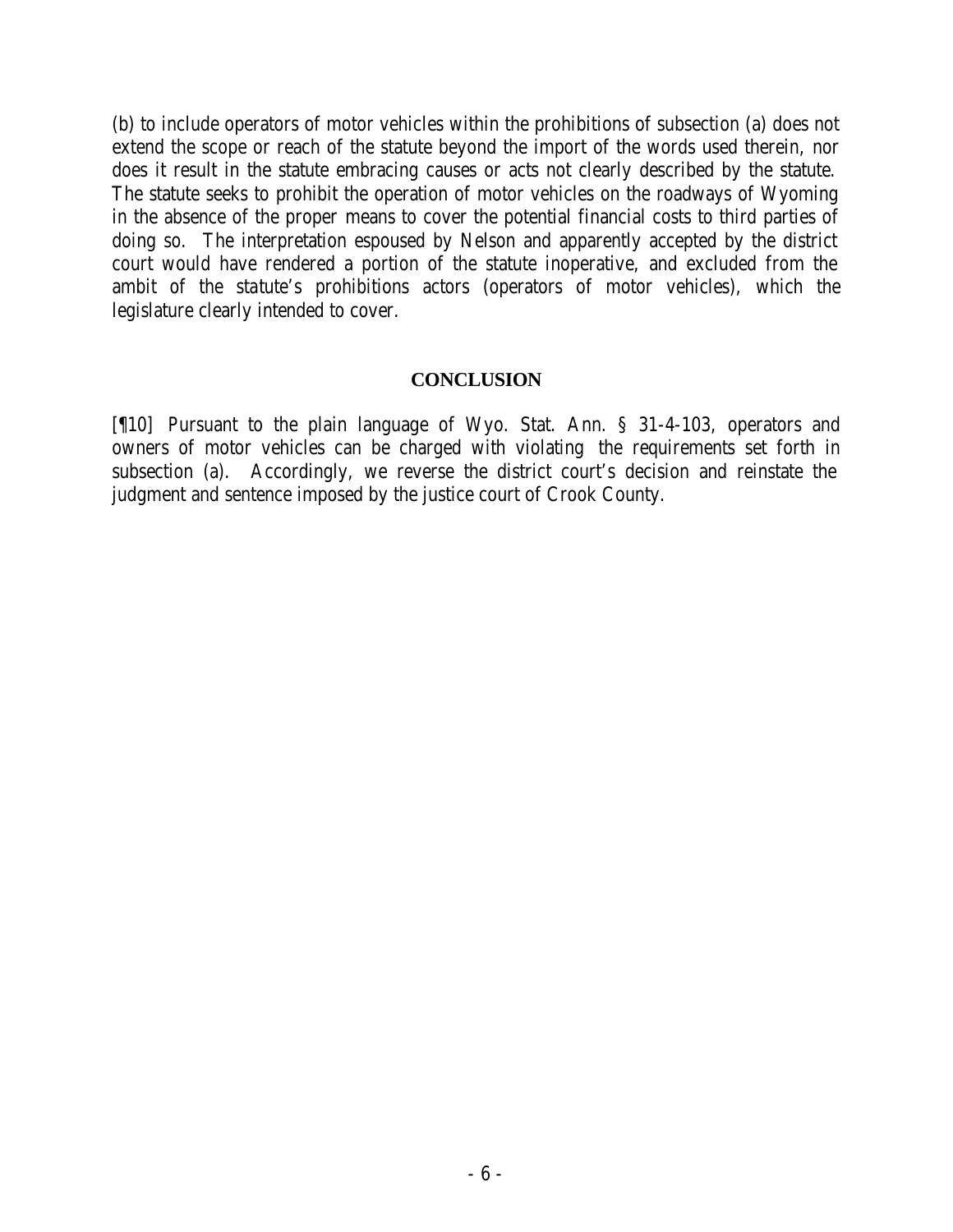(b) to include operators of motor vehicles within the prohibitions of subsection (a) does not extend the scope or reach of the statute beyond the import of the words used therein, nor does it result in the statute embracing causes or acts not clearly described by the statute. The statute seeks to prohibit the operation of motor vehicles on the roadways of Wyoming in the absence of the proper means to cover the potential financial costs to third parties of doing so. The interpretation espoused by Nelson and apparently accepted by the district court would have rendered a portion of the statute inoperative, and excluded from the ambit of the statute's prohibitions actors (operators of motor vehicles), which the legislature clearly intended to cover.

## CONCLUSION

[¶10] Pursuant to the plain language of Wyo. Stat. Ann. § 31-4-103, operators and owners of motor vehicles can be charged with violating the requirements set forth in subsection (a). Accordingly, we reverse the district court's decision and reinstate the judgment and sentence imposed by the justice court of Crook County.